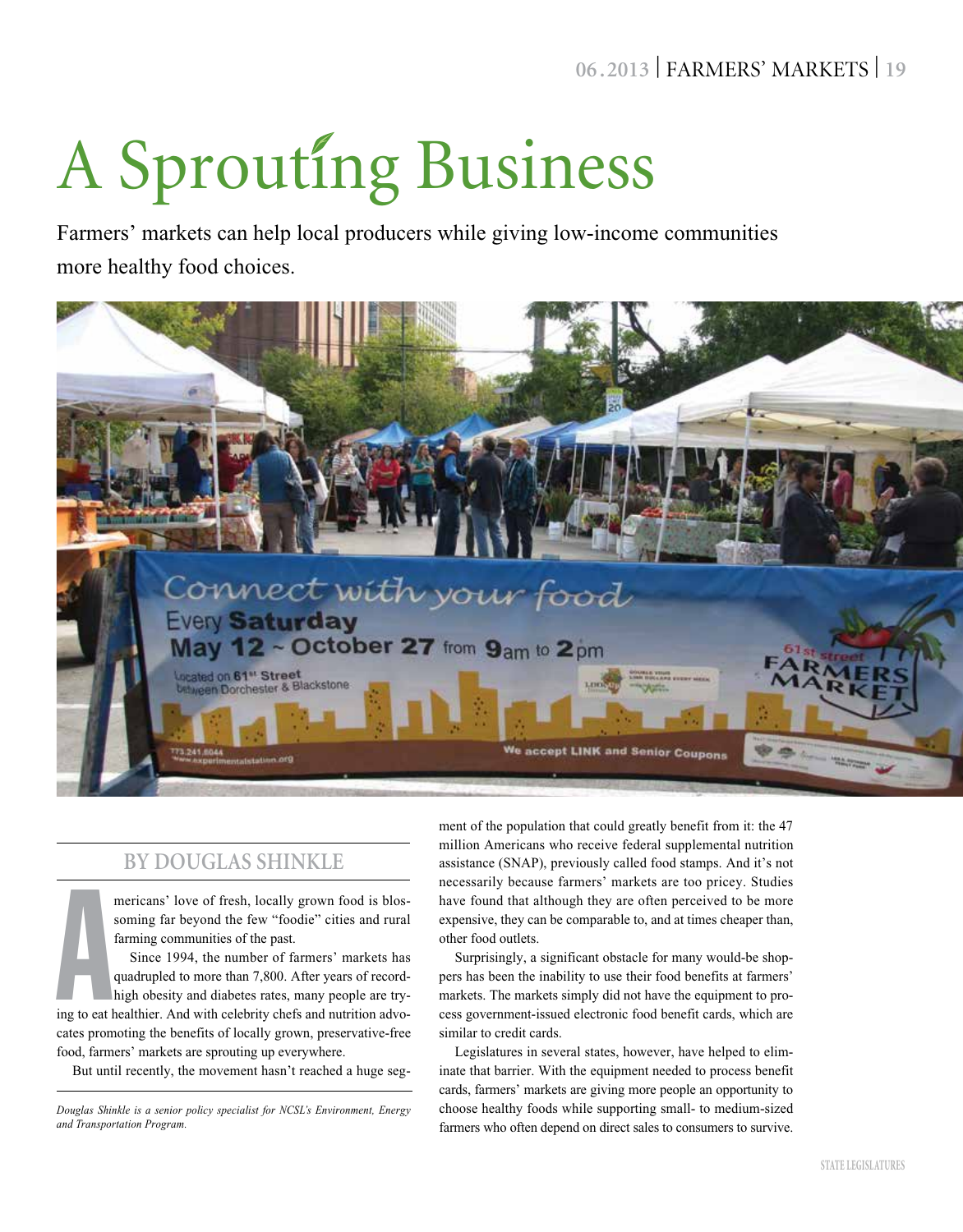# A Sprouting Business

Farmers' markets can help local producers while giving low-income communities more healthy food choices.

## BY DOUGLAS SHINKLE

Americans' love of fresh, locally grown food is blossoming far beyond the few "foodie" cities and rural farming communities of the past.

Since 1994, the number of farmers' markets has quadrupled to more than 7,800. After years of record-high obesity and diabetes rates, many people are trying to eat healthier. And with celebrity chefs and nutrition advocates promoting the benefits of locally grown, preservative-free food, farmers' markets are sprouting up everywhere.

But until recently, the movement hasn't reached a huge segment of the population that could greatly benefit from it: the 47 million Americans who receive federal supplemental nutrition assistance (SNAP), previously called food stamps. And it's not necessarily because farmers' markets are too pricey. Studies have found that although they are often perceived to be more expensive, they can be comparable to, and at times cheaper than, other food outlets.

Surprisingly, a significant obstacle for many would-be shoppers has been the inability to use their food benefits at farmers' markets. The markets simply did not have the equipment to process government-issued electronic food benefit cards, which are similar to credit cards.

Legislatures in several states, however, have helped to eliminate that barrier. With the equipment needed to process benefit cards, farmers' markets are giving more people an opportunity to choose healthy foods while supporting small- to medium-sized farmers who often depend on direct sales to consumers to survive.

*Douglas Shinkle is a senior policy specialist for NCSL's Environment, Energy and Transportation Program.*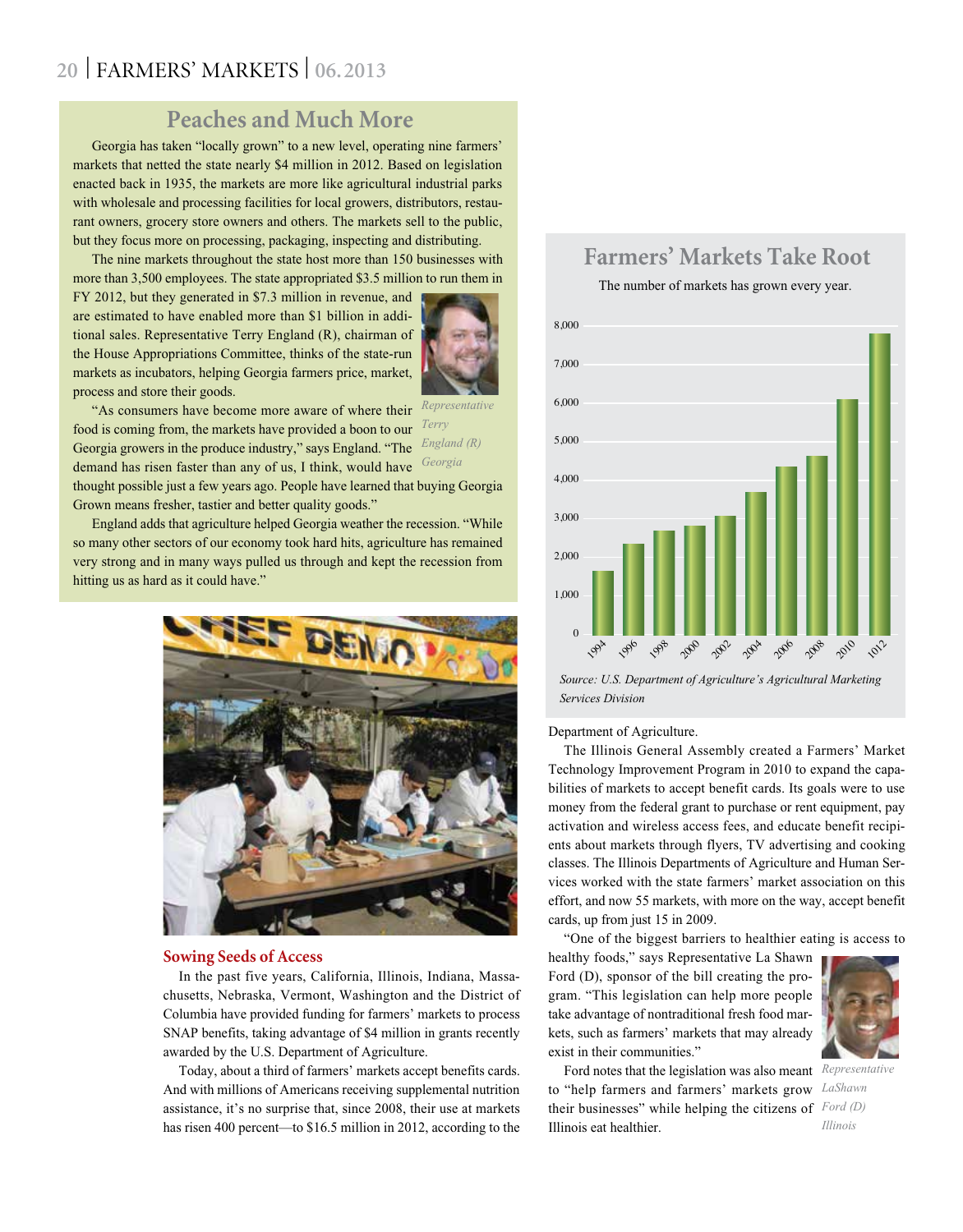## Peaches and Much More

Georgia has taken "locally grown" to a new level, operating nine farmers' markets that netted the state nearly $4 million in 2012. Based on legislation enacted back in 1935, the markets are more like agricultural industrial parks with wholesale and processing facilities for local growers, distributors, restaurant owners, grocery store owners and others. The markets sell to the public, but they focus more on processing, packaging, inspecting and distributing.

The nine markets throughout the state host more than 150 businesses with more than 3,500 employees. The state appropriated $3.5 million to run them in FY 2012, but they generated in $7.3 million in revenue, and are estimated to have enabled more than $1 billion in additional sales. Representative Terry England (R), chairman of the House Appropriations Committee, thinks of the state-run markets as incubators, helping Georgia farmers price, market, process and store their goods.

*Representative Terry England (R) Georgia*

"As consumers have become more aware of where their food is coming from, the markets have provided a boon to our Georgia growers in the produce industry," says England. "The demand has risen faster than any of us, I think, would have thought possible just a few years ago. People have learned that buying Georgia Grown means fresher, tastier and better quality goods."

England adds that agriculture helped Georgia weather the recession. "While so many other sectors of our economy took hard hits, agriculture has remained very strong and in many ways pulled us through and kept the recession from hitting us as hard as it could have."

## Farmers' Markets Take Root

The number of markets has grown every year.

| Year | Approx. number of markets |
|---|---|
| 1994 | ~1,750 |
| 1996 | ~2,400 |
| 1998 | ~2,750 |
| 2000 | ~2,850 |
| 2002 | ~3,100 |
| 2004 | ~3,700 |
| 2006 | ~4,400 |
| 2008 | ~4,700 |
| 2010 | ~6,100 |
| 1012 | ~7,800 |

*Source: U.S. Department of Agriculture's Agricultural Marketing Services Division*

### Sowing Seeds of Access

In the past five years, California, Illinois, Indiana, Massachusetts, Nebraska, Vermont, Washington and the District of Columbia have provided funding for farmers' markets to process SNAP benefits, taking advantage of $4 million in grants recently awarded by the U.S. Department of Agriculture.

Today, about a third of farmers' markets accept benefits cards. And with millions of Americans receiving supplemental nutrition assistance, it's no surprise that, since 2008, their use at markets has risen 400 percent—to $16.5 million in 2012, according to the Department of Agriculture.

The Illinois General Assembly created a Farmers' Market Technology Improvement Program in 2010 to expand the capabilities of markets to accept benefit cards. Its goals were to use money from the federal grant to purchase or rent equipment, pay activation and wireless access fees, and educate benefit recipients about markets through flyers, TV advertising and cooking classes. The Illinois Departments of Agriculture and Human Services worked with the state farmers' market association on this effort, and now 55 markets, with more on the way, accept benefit cards, up from just 15 in 2009.

"One of the biggest barriers to healthier eating is access to healthy foods," says Representative La Shawn Ford (D), sponsor of the bill creating the program. "This legislation can help more people take advantage of nontraditional fresh food markets, such as farmers' markets that may already exist in their communities."

*Representative LaShawn Ford (D) Illinois*

Ford notes that the legislation was also meant to "help farmers and farmers' markets grow their businesses" while helping the citizens of Illinois eat healthier.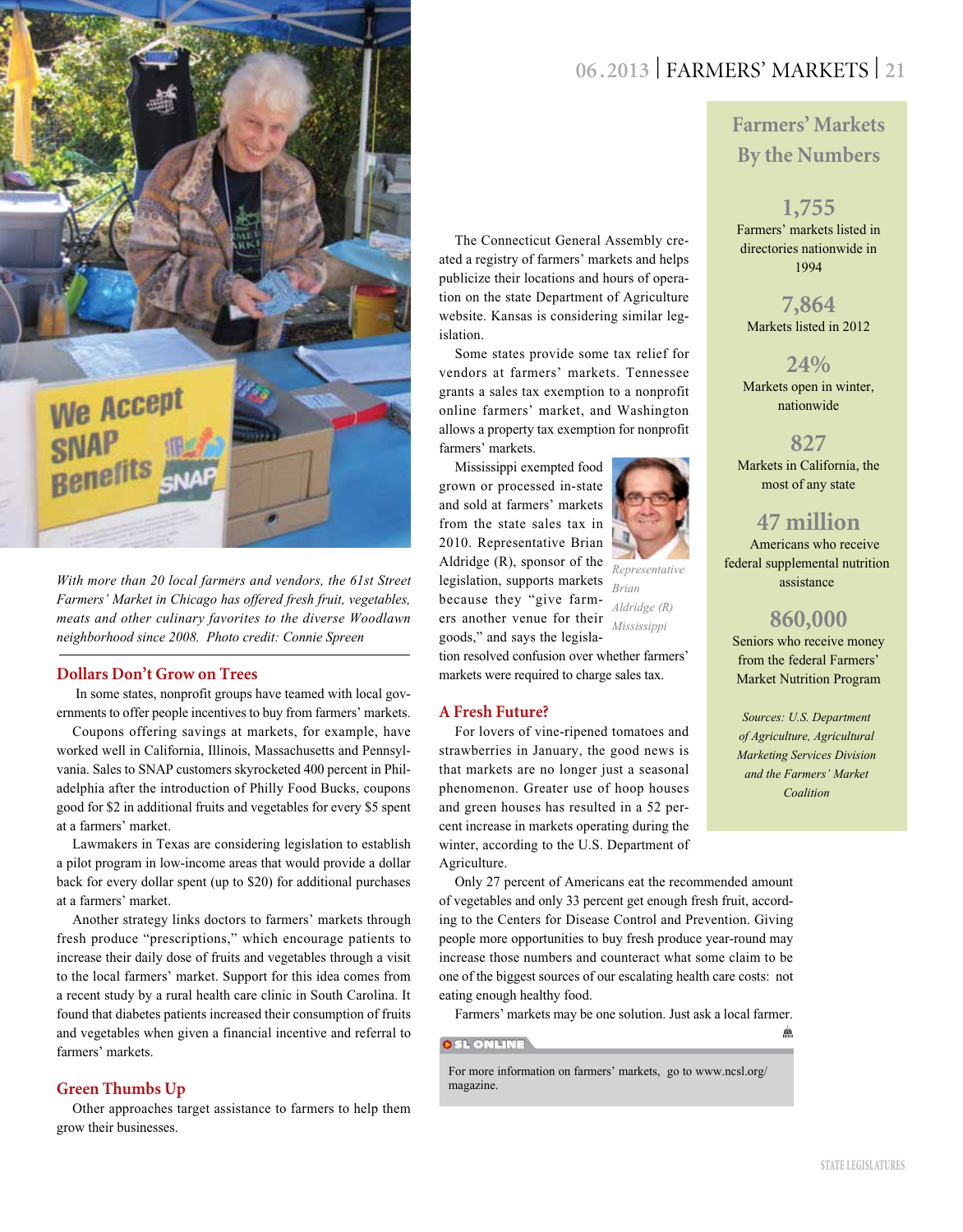With more than 20 local farmers and vendors, the 61st Street Farmers' Market in Chicago has offered fresh fruit, vegetables, meats and other culinary favorites to the diverse Woodlawn neighborhood since 2008. Photo credit: Connie Spreen

## Dollars Don't Grow on Trees

In some states, nonprofit groups have teamed with local governments to offer people incentives to buy from farmers' markets.

Coupons offering savings at markets, for example, have worked well in California, Illinois, Massachusetts and Pennsylvania. Sales to SNAP customers skyrocketed 400 percent in Philadelphia after the introduction of Philly Food Bucks, coupons good for $2 in additional fruits and vegetables for every $5 spent at a farmers' market.

Lawmakers in Texas are considering legislation to establish a pilot program in low-income areas that would provide a dollar back for every dollar spent (up to $20) for additional purchases at a farmers' market.

Another strategy links doctors to farmers' markets through fresh produce "prescriptions," which encourage patients to increase their daily dose of fruits and vegetables through a visit to the local farmers' market. Support for this idea comes from a recent study by a rural health care clinic in South Carolina. It found that diabetes patients increased their consumption of fruits and vegetables when given a financial incentive and referral to farmers' markets.

## Green Thumbs Up

Other approaches target assistance to farmers to help them grow their businesses.

The Connecticut General Assembly created a registry of farmers' markets and helps publicize their locations and hours of operation on the state Department of Agriculture website. Kansas is considering similar legislation.

Some states provide some tax relief for vendors at farmers' markets. Tennessee grants a sales tax exemption to a nonprofit online farmers' market, and Washington allows a property tax exemption for nonprofit farmers' markets.

Mississippi exempted food grown or processed in-state and sold at farmers' markets from the state sales tax in 2010. Representative Brian Aldridge (R), sponsor of the legislation, supports markets because they "give farmers another venue for their goods," and says the legislation resolved confusion over whether farmers' markets were required to charge sales tax.

*Representative Brian Aldridge (R) Mississippi*

## A Fresh Future?

For lovers of vine-ripened tomatoes and strawberries in January, the good news is that markets are no longer just a seasonal phenomenon. Greater use of hoop houses and green houses has resulted in a 52 percent increase in markets operating during the winter, according to the U.S. Department of Agriculture.

Only 27 percent of Americans eat the recommended amount of vegetables and only 33 percent get enough fresh fruit, according to the Centers for Disease Control and Prevention. Giving people more opportunities to buy fresh produce year-round may increase those numbers and counteract what some claim to be one of the biggest sources of our escalating health care costs: not eating enough healthy food.

Farmers' markets may be one solution. Just ask a local farmer.

**SL ONLINE**

For more information on farmers' markets, go to www.ncsl.org/magazine.

## Farmers' Markets By the Numbers

**1,755**
Farmers' markets listed in directories nationwide in 1994

**7,864**
Markets listed in 2012

**24%**
Markets open in winter, nationwide

**827**
Markets in California, the most of any state

**47 million**
Americans who receive federal supplemental nutrition assistance

**860,000**
Seniors who receive money from the federal Farmers' Market Nutrition Program

*Sources: U.S. Department of Agriculture, Agricultural Marketing Services Division and the Farmers' Market Coalition*